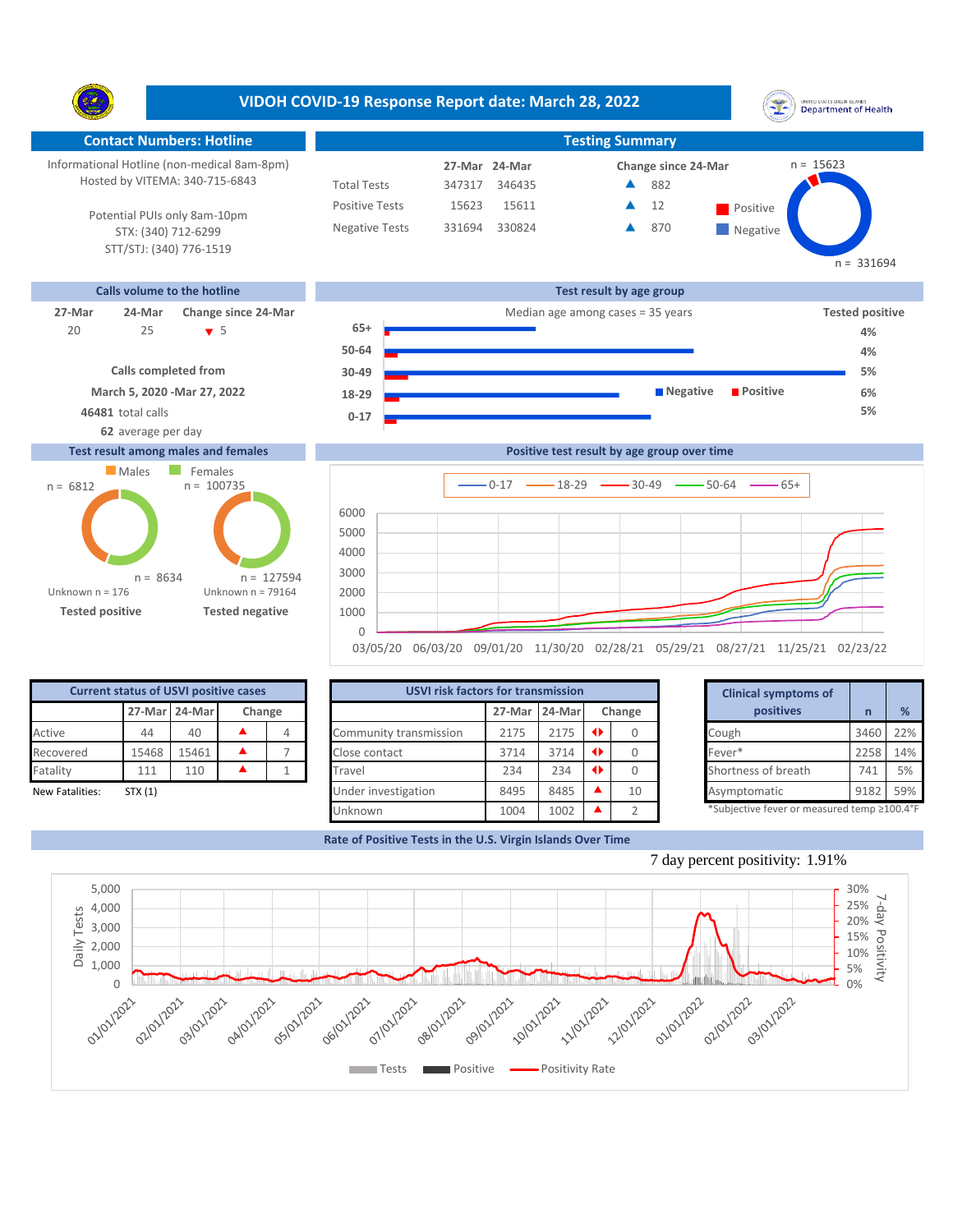# VIDOH COVID-19 Response Report date: March 28, 2022

## Contact Numbers: Hotline

Informational Hotline (non-medical 8am-8pm)
Hosted by VITEMA: 340-715-6843

Potential PUIs only 8am-10pm
STX: (340) 712-6299
STT/STJ: (340) 776-1519

## Testing Summary

| | 27-Mar | 24-Mar | Change since 24-Mar |
|---|---|---|---|
| Total Tests | 347317 | 346435 | ▲ 882 |
| Positive Tests | 15623 | 15611 | ▲ 12 |
| Negative Tests | 331694 | 330824 | ▲ 870 |

Positive n = 15623
Negative n = 331694

## Calls volume to the hotline

| 27-Mar | 24-Mar | Change since 24-Mar |
|---|---|---|
| 20 | 25 | ▼ 5 |

**Calls completed from**
**March 5, 2020 -Mar 27, 2022**
**46481** total calls
**62** average per day

## Test result by age group

Median age among cases = 35 years

| Age group | Tested positive |
|---|---|
| 65+ | 4% |
| 50-64 | 4% |
| 30-49 | 5% |
| 18-29 | 6% |
| 0-17 | 5% |

## Test result among males and females

| | Males | Females |
|---|---|---|
| Tested positive | n = 6812 | n = 8634 |
| Tested negative | n = 100735 | n = 127594 |

Tested positive: Unknown n = 176
Tested negative: Unknown n = 79164

## Positive test result by age group over time

Legend: 0-17, 18-29, 30-49, 50-64, 65+

## Current status of USVI positive cases

| | 27-Mar | 24-Mar | Change | |
|---|---|---|---|---|
| Active | 44 | 40 | ▲ | 4 |
| Recovered | 15468 | 15461 | ▲ | 7 |
| Fatality | 111 | 110 | ▲ | 1 |

New Fatalities: STX (1)

## USVI risk factors for transmission

| | 27-Mar | 24-Mar | Change | |
|---|---|---|---|---|
| Community transmission | 2175 | 2175 | ◀▶ | 0 |
| Close contact | 3714 | 3714 | ◀▶ | 0 |
| Travel | 234 | 234 | ◀▶ | 0 |
| Under investigation | 8495 | 8485 | ▲ | 10 |
| Unknown | 1004 | 1002 | ▲ | 2 |

## Clinical symptoms of positives

| | n | % |
|---|---|---|
| Cough | 3460 | 22% |
| Fever* | 2258 | 14% |
| Shortness of breath | 741 | 5% |
| Asymptomatic | 9182 | 59% |

*Subjective fever or measured temp ≥100.4°F

## Rate of Positive Tests in the U.S. Virgin Islands Over Time

7 day percent positivity: 1.91%

Legend: Tests, Positive, Positivity Rate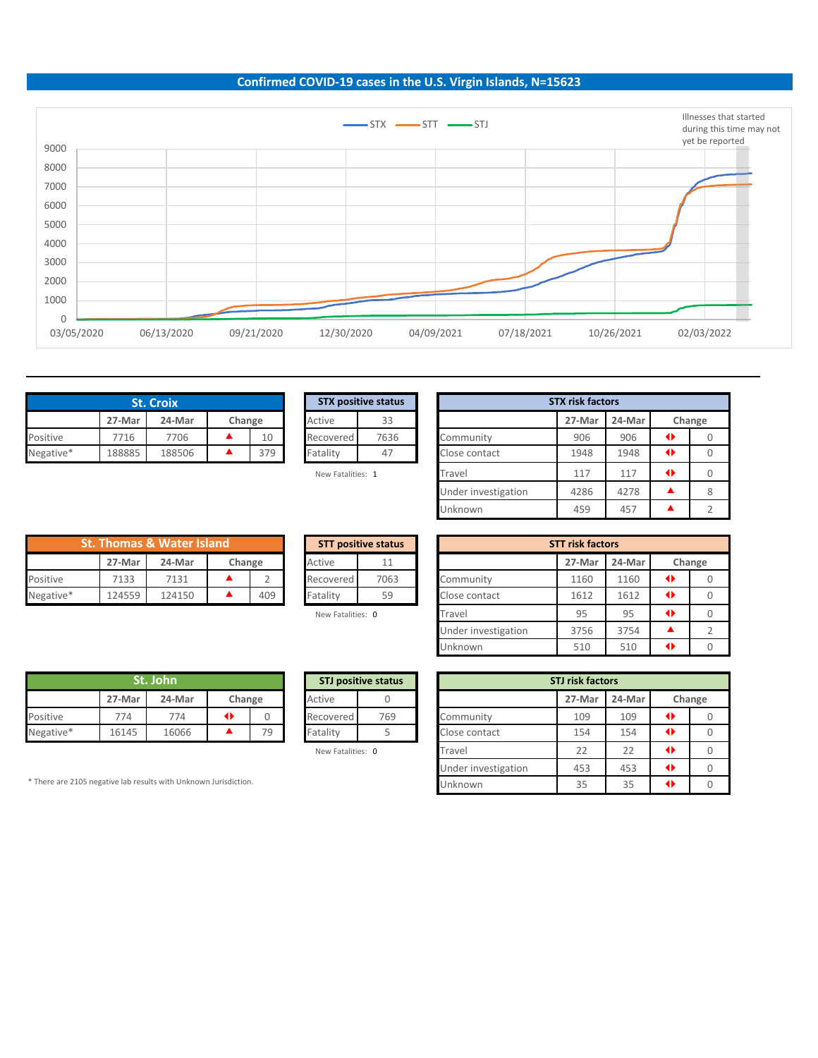## Confirmed COVID-19 cases in the U.S. Virgin Islands, N=15623

STX STT STJ

Illnesses that started during this time may not yet be reported

9000
8000
7000
6000
5000
4000
3000
2000
1000
0

03/05/2020 06/13/2020 09/21/2020 12/30/2020 04/09/2021 07/18/2021 10/26/2021 02/03/2022

| St. Croix | 27-Mar | 24-Mar | Change | |
|---|---|---|---|---|
| Positive | 7716 | 7706 | ▲ | 10 |
| Negative* | 188885 | 188506 | ▲ | 379 |

| STX positive status | |
|---|---|
| Active | 33 |
| Recovered | 7636 |
| Fatality | 47 |

New Fatalities: 1

| STX risk factors | 27-Mar | 24-Mar | Change | |
|---|---|---|---|---|
| Community | 906 | 906 | ◆ | 0 |
| Close contact | 1948 | 1948 | ◆ | 0 |
| Travel | 117 | 117 | ◆ | 0 |
| Under investigation | 4286 | 4278 | ▲ | 8 |
| Unknown | 459 | 457 | ▲ | 2 |

| St. Thomas & Water Island | 27-Mar | 24-Mar | Change | |
|---|---|---|---|---|
| Positive | 7133 | 7131 | ▲ | 2 |
| Negative* | 124559 | 124150 | ▲ | 409 |

| STT positive status | |
|---|---|
| Active | 11 |
| Recovered | 7063 |
| Fatality | 59 |

New Fatalities: 0

| STT risk factors | 27-Mar | 24-Mar | Change | |
|---|---|---|---|---|
| Community | 1160 | 1160 | ◆ | 0 |
| Close contact | 1612 | 1612 | ◆ | 0 |
| Travel | 95 | 95 | ◆ | 0 |
| Under investigation | 3756 | 3754 | ▲ | 2 |
| Unknown | 510 | 510 | ◆ | 0 |

| St. John | 27-Mar | 24-Mar | Change | |
|---|---|---|---|---|
| Positive | 774 | 774 | ◆ | 0 |
| Negative* | 16145 | 16066 | ▲ | 79 |

| STJ positive status | |
|---|---|
| Active | 0 |
| Recovered | 769 |
| Fatality | 5 |

New Fatalities: 0

| STJ risk factors | 27-Mar | 24-Mar | Change | |
|---|---|---|---|---|
| Community | 109 | 109 | ◆ | 0 |
| Close contact | 154 | 154 | ◆ | 0 |
| Travel | 22 | 22 | ◆ | 0 |
| Under investigation | 453 | 453 | ◆ | 0 |
| Unknown | 35 | 35 | ◆ | 0 |

* There are 2105 negative lab results with Unknown Jurisdiction.